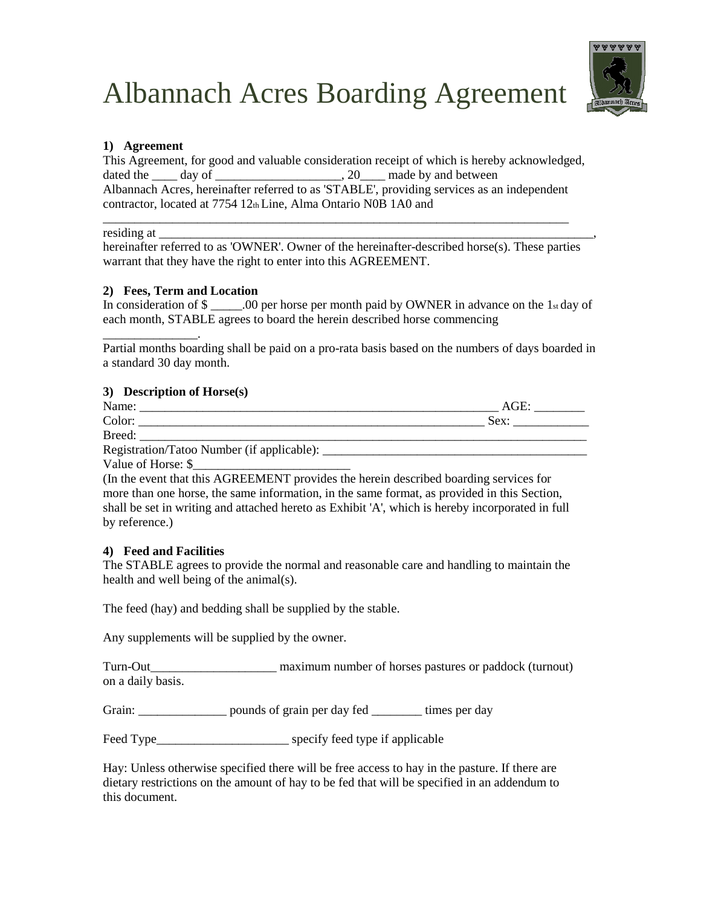# Albannach Acres Boarding Agreement

**1) Agreement**

This Agreement, for good and valuable consideration receipt of which is hereby acknowledged, dated the ____ day of ____________________, 20____ made by and between Albannach Acres, hereinafter referred to as 'STABLE', providing services as an independent contractor, located at 7754 12th Line, Alma Ontario N0B 1A0 and
_____________________________________________________________________

residing at ___________________________________________________________________, hereinafter referred to as 'OWNER'. Owner of the hereinafter-described horse(s). These parties warrant that they have the right to enter into this AGREEMENT.

**2) Fees, Term and Location**

In consideration of $ _____.00 per horse per month paid by OWNER in advance on the 1st day of each month, STABLE agrees to board the herein described horse commencing _______________.

Partial months boarding shall be paid on a pro-rata basis based on the numbers of days boarded in a standard 30 day month.

**3) Description of Horse(s)**

Name: ____________________________________________________________ AGE: ________
Color: ___________________________________________________________ Sex: ____________
Breed: ___________________________________________________________________________
Registration/Tatoo Number (if applicable): ___________________________________________
Value of Horse: $_________________________

(In the event that this AGREEMENT provides the herein described boarding services for more than one horse, the same information, in the same format, as provided in this Section, shall be set in writing and attached hereto as Exhibit 'A', which is hereby incorporated in full by reference.)

**4) Feed and Facilities**

The STABLE agrees to provide the normal and reasonable care and handling to maintain the health and well being of the animal(s).

The feed (hay) and bedding shall be supplied by the stable.

Any supplements will be supplied by the owner.

Turn-Out____________________ maximum number of horses pastures or paddock (turnout) on a daily basis.

Grain: ______________ pounds of grain per day fed ________ times per day

Feed Type_____________________ specify feed type if applicable

Hay: Unless otherwise specified there will be free access to hay in the pasture. If there are dietary restrictions on the amount of hay to be fed that will be specified in an addendum to this document.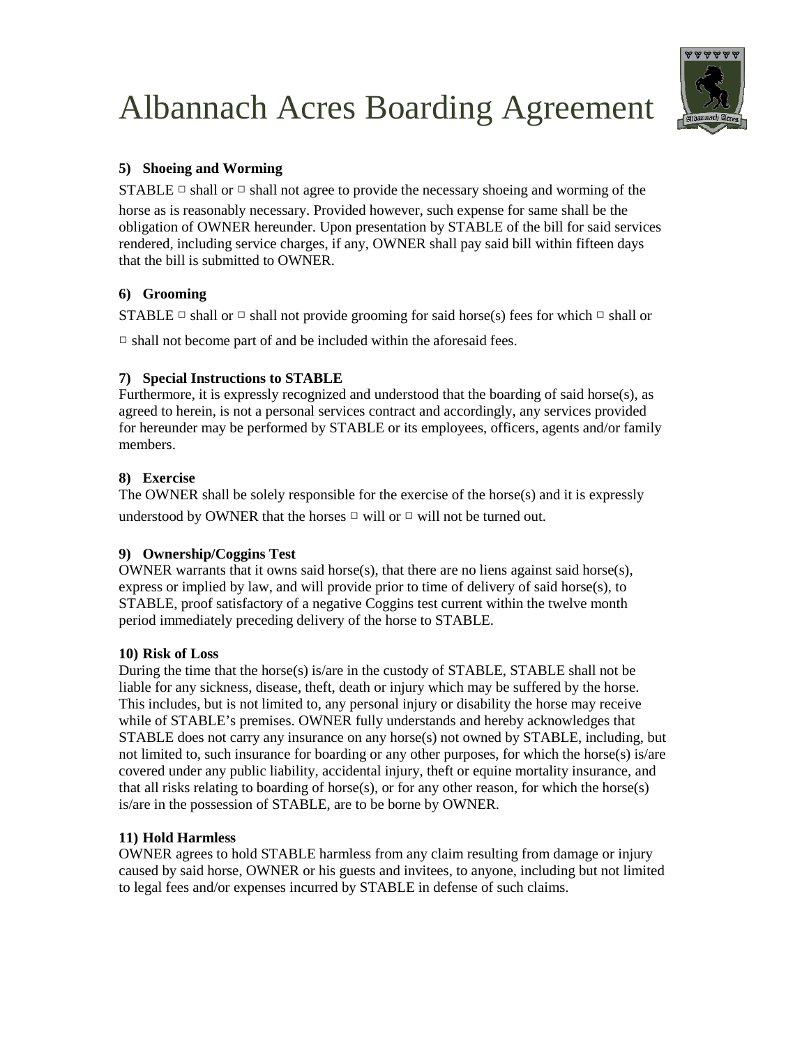# Albannach Acres Boarding Agreement

**5) Shoeing and Worming**

STABLE ▫ shall or ▫ shall not agree to provide the necessary shoeing and worming of the horse as is reasonably necessary. Provided however, such expense for same shall be the obligation of OWNER hereunder. Upon presentation by STABLE of the bill for said services rendered, including service charges, if any, OWNER shall pay said bill within fifteen days that the bill is submitted to OWNER.

**6) Grooming**

STABLE ▫ shall or ▫ shall not provide grooming for said horse(s) fees for which ▫ shall or ▫ shall not become part of and be included within the aforesaid fees.

**7) Special Instructions to STABLE**

Furthermore, it is expressly recognized and understood that the boarding of said horse(s), as agreed to herein, is not a personal services contract and accordingly, any services provided for hereunder may be performed by STABLE or its employees, officers, agents and/or family members.

**8) Exercise**

The OWNER shall be solely responsible for the exercise of the horse(s) and it is expressly understood by OWNER that the horses ▫ will or ▫ will not be turned out.

**9) Ownership/Coggins Test**

OWNER warrants that it owns said horse(s), that there are no liens against said horse(s), express or implied by law, and will provide prior to time of delivery of said horse(s), to STABLE, proof satisfactory of a negative Coggins test current within the twelve month period immediately preceding delivery of the horse to STABLE.

**10) Risk of Loss**

During the time that the horse(s) is/are in the custody of STABLE, STABLE shall not be liable for any sickness, disease, theft, death or injury which may be suffered by the horse. This includes, but is not limited to, any personal injury or disability the horse may receive while of STABLE's premises. OWNER fully understands and hereby acknowledges that STABLE does not carry any insurance on any horse(s) not owned by STABLE, including, but not limited to, such insurance for boarding or any other purposes, for which the horse(s) is/are covered under any public liability, accidental injury, theft or equine mortality insurance, and that all risks relating to boarding of horse(s), or for any other reason, for which the horse(s) is/are in the possession of STABLE, are to be borne by OWNER.

**11) Hold Harmless**

OWNER agrees to hold STABLE harmless from any claim resulting from damage or injury caused by said horse, OWNER or his guests and invitees, to anyone, including but not limited to legal fees and/or expenses incurred by STABLE in defense of such claims.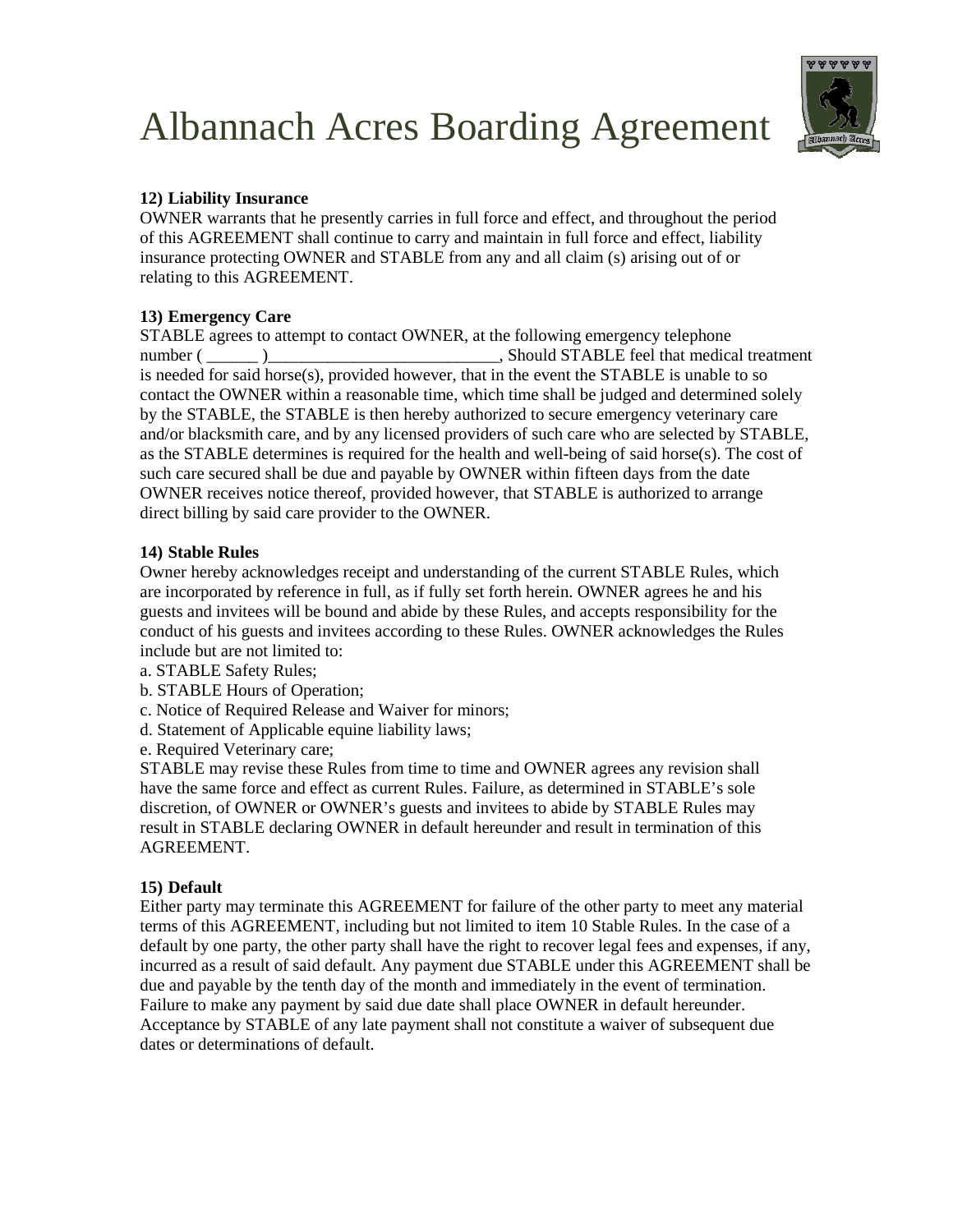# Albannach Acres Boarding Agreement

**12) Liability Insurance**
OWNER warrants that he presently carries in full force and effect, and throughout the period of this AGREEMENT shall continue to carry and maintain in full force and effect, liability insurance protecting OWNER and STABLE from any and all claim (s) arising out of or relating to this AGREEMENT.

**13) Emergency Care**
STABLE agrees to attempt to contact OWNER, at the following emergency telephone number ( ______ )____________________________, Should STABLE feel that medical treatment is needed for said horse(s), provided however, that in the event the STABLE is unable to so contact the OWNER within a reasonable time, which time shall be judged and determined solely by the STABLE, the STABLE is then hereby authorized to secure emergency veterinary care and/or blacksmith care, and by any licensed providers of such care who are selected by STABLE, as the STABLE determines is required for the health and well-being of said horse(s). The cost of such care secured shall be due and payable by OWNER within fifteen days from the date OWNER receives notice thereof, provided however, that STABLE is authorized to arrange direct billing by said care provider to the OWNER.

**14) Stable Rules**
Owner hereby acknowledges receipt and understanding of the current STABLE Rules, which are incorporated by reference in full, as if fully set forth herein. OWNER agrees he and his guests and invitees will be bound and abide by these Rules, and accepts responsibility for the conduct of his guests and invitees according to these Rules. OWNER acknowledges the Rules include but are not limited to:
a. STABLE Safety Rules;
b. STABLE Hours of Operation;
c. Notice of Required Release and Waiver for minors;
d. Statement of Applicable equine liability laws;
e. Required Veterinary care;
STABLE may revise these Rules from time to time and OWNER agrees any revision shall have the same force and effect as current Rules. Failure, as determined in STABLE's sole discretion, of OWNER or OWNER's guests and invitees to abide by STABLE Rules may result in STABLE declaring OWNER in default hereunder and result in termination of this AGREEMENT.

**15) Default**
Either party may terminate this AGREEMENT for failure of the other party to meet any material terms of this AGREEMENT, including but not limited to item 10 Stable Rules. In the case of a default by one party, the other party shall have the right to recover legal fees and expenses, if any, incurred as a result of said default. Any payment due STABLE under this AGREEMENT shall be due and payable by the tenth day of the month and immediately in the event of termination. Failure to make any payment by said due date shall place OWNER in default hereunder. Acceptance by STABLE of any late payment shall not constitute a waiver of subsequent due dates or determinations of default.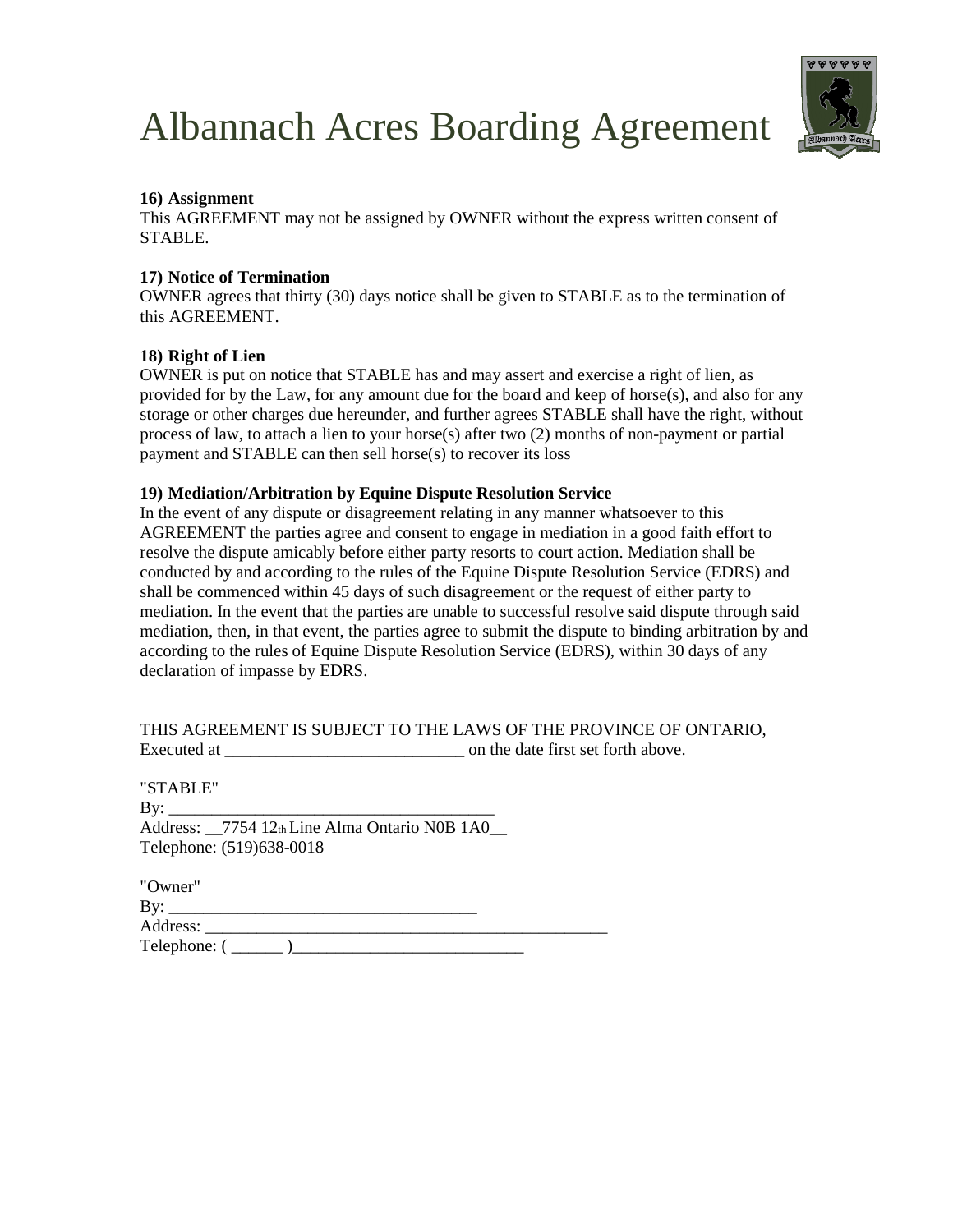# Albannach Acres Boarding Agreement

**16) Assignment**
This AGREEMENT may not be assigned by OWNER without the express written consent of STABLE.

**17) Notice of Termination**
OWNER agrees that thirty (30) days notice shall be given to STABLE as to the termination of this AGREEMENT.

**18) Right of Lien**
OWNER is put on notice that STABLE has and may assert and exercise a right of lien, as provided for by the Law, for any amount due for the board and keep of horse(s), and also for any storage or other charges due hereunder, and further agrees STABLE shall have the right, without process of law, to attach a lien to your horse(s) after two (2) months of non-payment or partial payment and STABLE can then sell horse(s) to recover its loss

**19) Mediation/Arbitration by Equine Dispute Resolution Service**
In the event of any dispute or disagreement relating in any manner whatsoever to this AGREEMENT the parties agree and consent to engage in mediation in a good faith effort to resolve the dispute amicably before either party resorts to court action. Mediation shall be conducted by and according to the rules of the Equine Dispute Resolution Service (EDRS) and shall be commenced within 45 days of such disagreement or the request of either party to mediation. In the event that the parties are unable to successful resolve said dispute through said mediation, then, in that event, the parties agree to submit the dispute to binding arbitration by and according to the rules of Equine Dispute Resolution Service (EDRS), within 30 days of any declaration of impasse by EDRS.

THIS AGREEMENT IS SUBJECT TO THE LAWS OF THE PROVINCE OF ONTARIO,
Executed at ____________________________ on the date first set forth above.

"STABLE"
By: ______________________________________
Address: __7754 12th Line Alma Ontario N0B 1A0__
Telephone: (519)638-0018

"Owner"
By: ____________________________________
Address: __________________________________________________
Telephone: ( ______ )___________________________